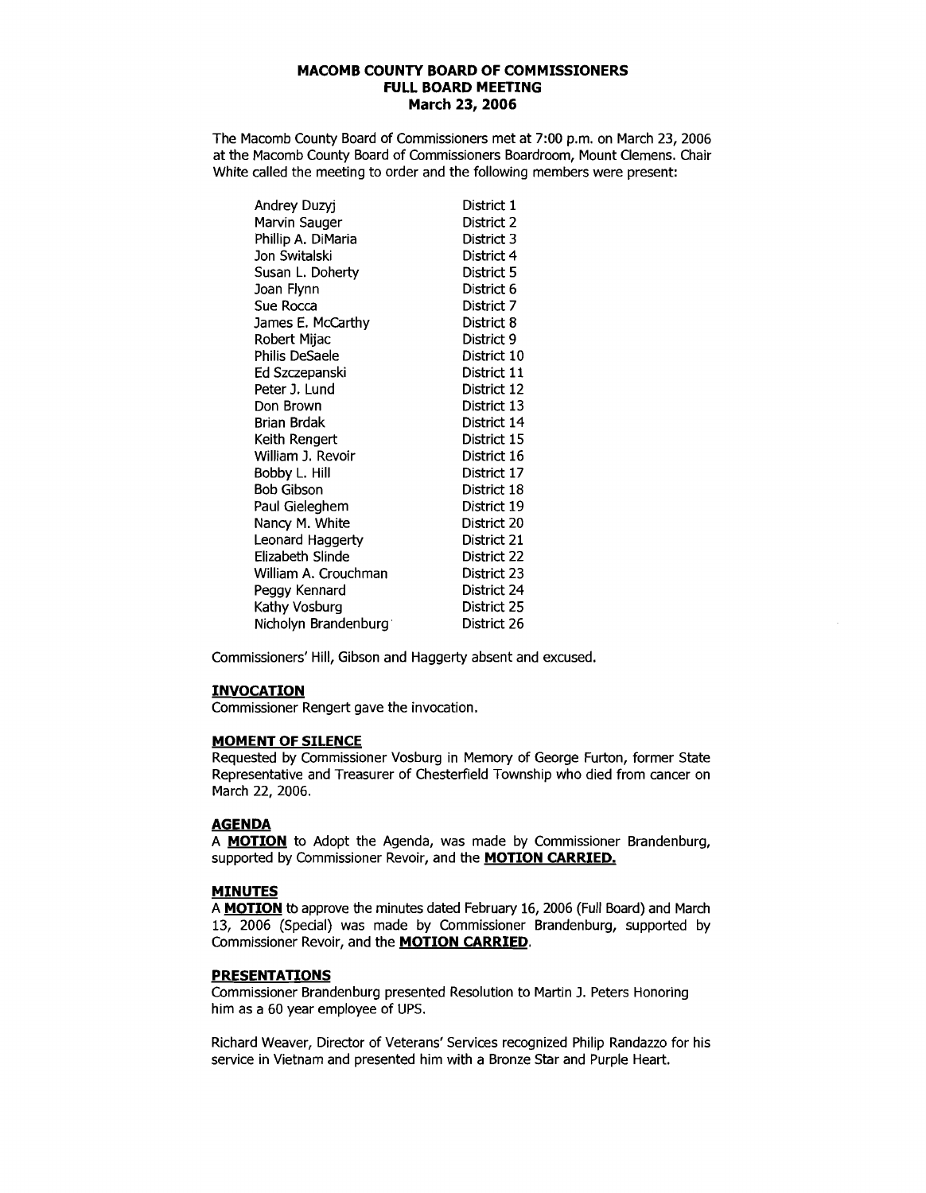# MACOMB COUNTY BOARD OF COMMISSIONERS
## FULL BOARD MEETING
## March 23, 2006

The Macomb County Board of Commissioners met at 7:00 p.m. on March 23, 2006 at the Macomb County Board of Commissioners Boardroom, Mount Clemens. Chair White called the meeting to order and the following members were present:

| | |
|---|---|
| Andrey Duzyj | District 1 |
| Marvin Sauger | District 2 |
| Phillip A. DiMaria | District 3 |
| Jon Switalski | District 4 |
| Susan L. Doherty | District 5 |
| Joan Flynn | District 6 |
| Sue Rocca | District 7 |
| James E. McCarthy | District 8 |
| Robert Mijac | District 9 |
| Philis DeSaele | District 10 |
| Ed Szczepanski | District 11 |
| Peter J. Lund | District 12 |
| Don Brown | District 13 |
| Brian Brdak | District 14 |
| Keith Rengert | District 15 |
| William J. Revoir | District 16 |
| Bobby L. Hill | District 17 |
| Bob Gibson | District 18 |
| Paul Gieleghem | District 19 |
| Nancy M. White | District 20 |
| Leonard Haggerty | District 21 |
| Elizabeth Slinde | District 22 |
| William A. Crouchman | District 23 |
| Peggy Kennard | District 24 |
| Kathy Vosburg | District 25 |
| Nicholyn Brandenburg | District 26 |

Commissioners' Hill, Gibson and Haggerty absent and excused.

### INVOCATION

Commissioner Rengert gave the invocation.

### MOMENT OF SILENCE

Requested by Commissioner Vosburg in Memory of George Furton, former State Representative and Treasurer of Chesterfield Township who died from cancer on March 22, 2006.

### AGENDA

A **MOTION** to Adopt the Agenda, was made by Commissioner Brandenburg, supported by Commissioner Revoir, and the **MOTION CARRIED.**

### MINUTES

A **MOTION** to approve the minutes dated February 16, 2006 (Full Board) and March 13, 2006 (Special) was made by Commissioner Brandenburg, supported by Commissioner Revoir, and the **MOTION CARRIED**.

### PRESENTATIONS

Commissioner Brandenburg presented Resolution to Martin J. Peters Honoring him as a 60 year employee of UPS.

Richard Weaver, Director of Veterans' Services recognized Philip Randazzo for his service in Vietnam and presented him with a Bronze Star and Purple Heart.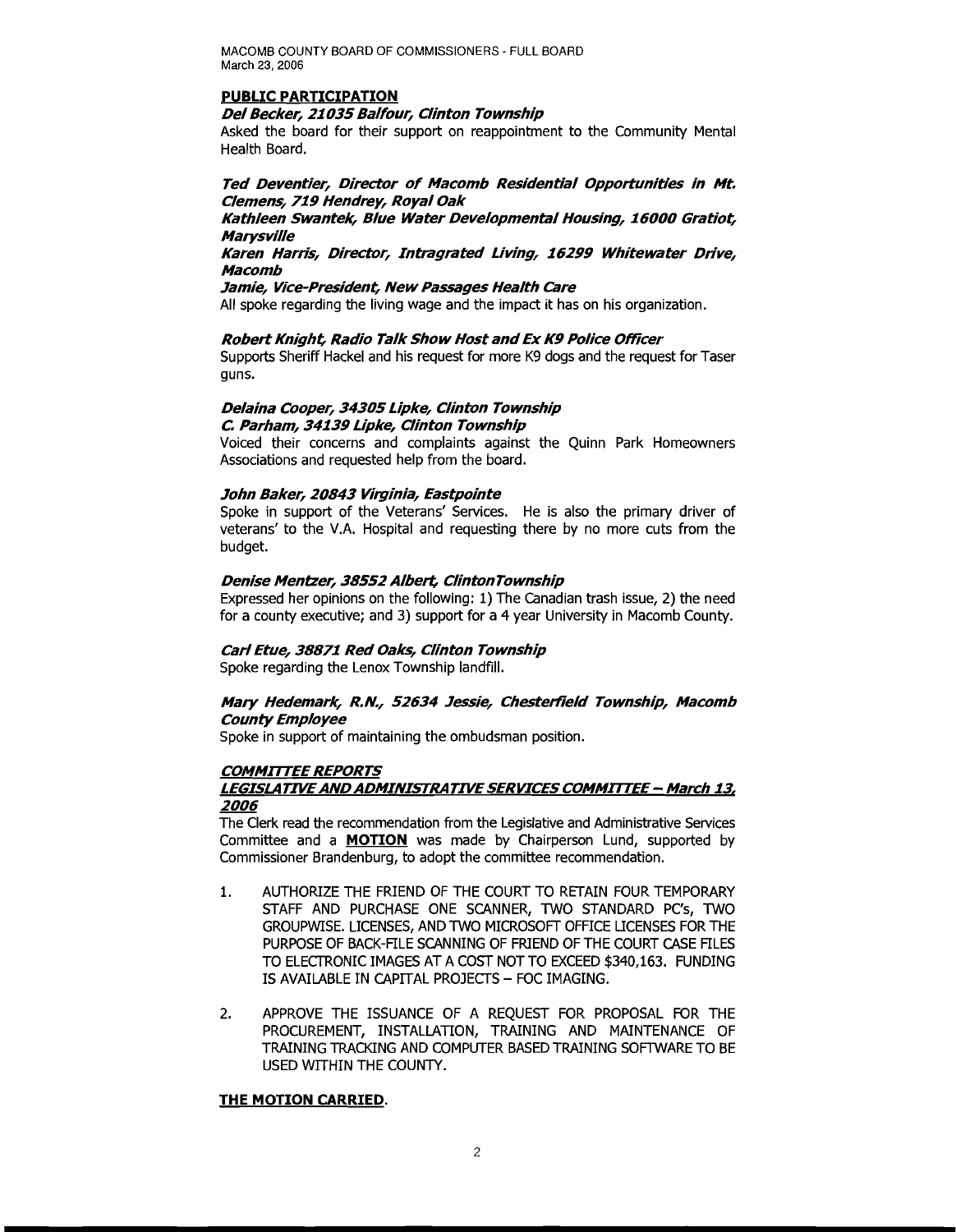## PUBLIC PARTICIPATION

***Del Becker, 21035 Balfour, Clinton Township***

Asked the board for their support on reappointment to the Community Mental Health Board.

***Ted Deventier, Director of Macomb Residential Opportunities in Mt. Clemens, 719 Hendrey, Royal Oak***

***Kathleen Swantek, Blue Water Developmental Housing, 16000 Gratiot, Marysville***

***Karen Harris, Director, Intragrated Living, 16299 Whitewater Drive, Macomb***

***Jamie, Vice-President, New Passages Health Care***

All spoke regarding the living wage and the impact it has on his organization.

***Robert Knight, Radio Talk Show Host and Ex K9 Police Officer***

Supports Sheriff Hackel and his request for more K9 dogs and the request for Taser guns.

***Delaina Cooper, 34305 Lipke, Clinton Township***

***C. Parham, 34139 Lipke, Clinton Township***

Voiced their concerns and complaints against the Quinn Park Homeowners Associations and requested help from the board.

***John Baker, 20843 Virginia, Eastpointe***

Spoke in support of the Veterans' Services. He is also the primary driver of veterans' to the V.A. Hospital and requesting there by no more cuts from the budget.

***Denise Mentzer, 38552 Albert, ClintonTownship***

Expressed her opinions on the following: 1) The Canadian trash issue, 2) the need for a county executive; and 3) support for a 4 year University in Macomb County.

***Carl Etue, 38871 Red Oaks, Clinton Township***

Spoke regarding the Lenox Township landfill.

***Mary Hedemark, R.N., 52634 Jessie, Chesterfield Township, Macomb County Employee***

Spoke in support of maintaining the ombudsman position.

## *COMMITTEE REPORTS*

### *LEGISLATIVE AND ADMINISTRATIVE SERVICES COMMITTEE – March 13, 2006*

The Clerk read the recommendation from the Legislative and Administrative Services Committee and a **MOTION** was made by Chairperson Lund, supported by Commissioner Brandenburg, to adopt the committee recommendation.

1. AUTHORIZE THE FRIEND OF THE COURT TO RETAIN FOUR TEMPORARY STAFF AND PURCHASE ONE SCANNER, TWO STANDARD PC's, TWO GROUPWISE. LICENSES, AND TWO MICROSOFT OFFICE LICENSES FOR THE PURPOSE OF BACK-FILE SCANNING OF FRIEND OF THE COURT CASE FILES TO ELECTRONIC IMAGES AT A COST NOT TO EXCEED $340,163. FUNDING IS AVAILABLE IN CAPITAL PROJECTS – FOC IMAGING.

2. APPROVE THE ISSUANCE OF A REQUEST FOR PROPOSAL FOR THE PROCUREMENT, INSTALLATION, TRAINING AND MAINTENANCE OF TRAINING TRACKING AND COMPUTER BASED TRAINING SOFTWARE TO BE USED WITHIN THE COUNTY.

**THE MOTION CARRIED.**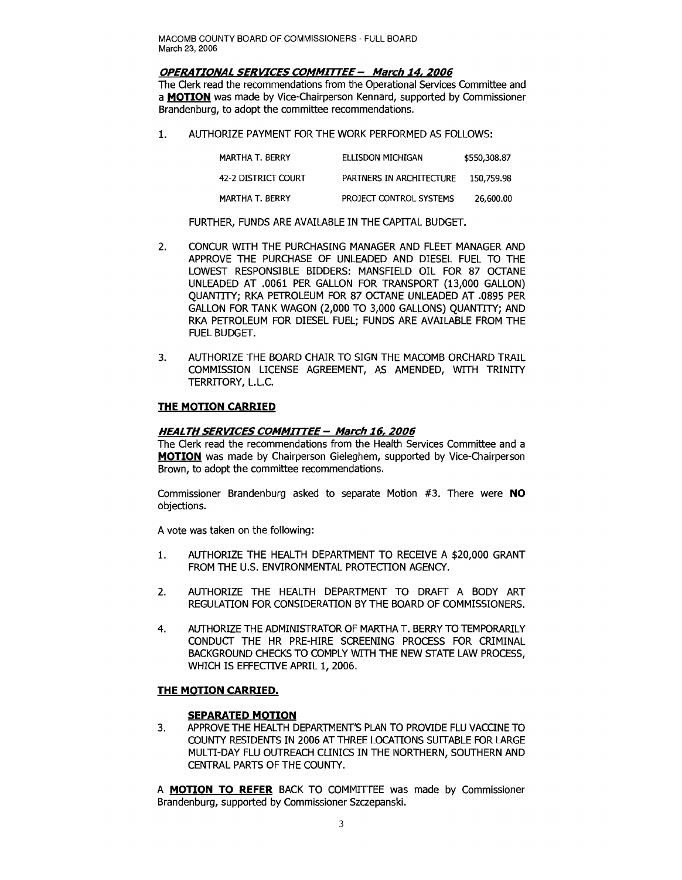***OPERATIONAL SERVICES COMMITTEE – March 14, 2006***

The Clerk read the recommendations from the Operational Services Committee and a **MOTION** was made by Vice-Chairperson Kennard, supported by Commissioner Brandenburg, to adopt the committee recommendations.

1. AUTHORIZE PAYMENT FOR THE WORK PERFORMED AS FOLLOWS:

| | | |
|---|---|---|
| MARTHA T. BERRY | ELLISDON MICHIGAN | $550,308.87 |
| 42-2 DISTRICT COURT | PARTNERS IN ARCHITECTURE | 150,759.98 |
| MARTHA T. BERRY | PROJECT CONTROL SYSTEMS | 26,600.00 |

   FURTHER, FUNDS ARE AVAILABLE IN THE CAPITAL BUDGET.

2. CONCUR WITH THE PURCHASING MANAGER AND FLEET MANAGER AND APPROVE THE PURCHASE OF UNLEADED AND DIESEL FUEL TO THE LOWEST RESPONSIBLE BIDDERS: MANSFIELD OIL FOR 87 OCTANE UNLEADED AT .0061 PER GALLON FOR TRANSPORT (13,000 GALLON) QUANTITY; RKA PETROLEUM FOR 87 OCTANE UNLEADED AT .0895 PER GALLON FOR TANK WAGON (2,000 TO 3,000 GALLONS) QUANTITY; AND RKA PETROLEUM FOR DIESEL FUEL; FUNDS ARE AVAILABLE FROM THE FUEL BUDGET.

3. AUTHORIZE THE BOARD CHAIR TO SIGN THE MACOMB ORCHARD TRAIL COMMISSION LICENSE AGREEMENT, AS AMENDED, WITH TRINITY TERRITORY, L.L.C.

**THE MOTION CARRIED**

***HEALTH SERVICES COMMITTEE – March 16, 2006***

The Clerk read the recommendations from the Health Services Committee and a **MOTION** was made by Chairperson Gieleghem, supported by Vice-Chairperson Brown, to adopt the committee recommendations.

Commissioner Brandenburg asked to separate Motion #3. There were **NO** objections.

A vote was taken on the following:

1. AUTHORIZE THE HEALTH DEPARTMENT TO RECEIVE A $20,000 GRANT FROM THE U.S. ENVIRONMENTAL PROTECTION AGENCY.

2. AUTHORIZE THE HEALTH DEPARTMENT TO DRAFT A BODY ART REGULATION FOR CONSIDERATION BY THE BOARD OF COMMISSIONERS.

4. AUTHORIZE THE ADMINISTRATOR OF MARTHA T. BERRY TO TEMPORARILY CONDUCT THE HR PRE-HIRE SCREENING PROCESS FOR CRIMINAL BACKGROUND CHECKS TO COMPLY WITH THE NEW STATE LAW PROCESS, WHICH IS EFFECTIVE APRIL 1, 2006.

**THE MOTION CARRIED.**

**SEPARATED MOTION**

3. APPROVE THE HEALTH DEPARTMENT'S PLAN TO PROVIDE FLU VACCINE TO COUNTY RESIDENTS IN 2006 AT THREE LOCATIONS SUITABLE FOR LARGE MULTI-DAY FLU OUTREACH CLINICS IN THE NORTHERN, SOUTHERN AND CENTRAL PARTS OF THE COUNTY.

A **MOTION TO REFER** BACK TO COMMITTEE was made by Commissioner Brandenburg, supported by Commissioner Szczepanski.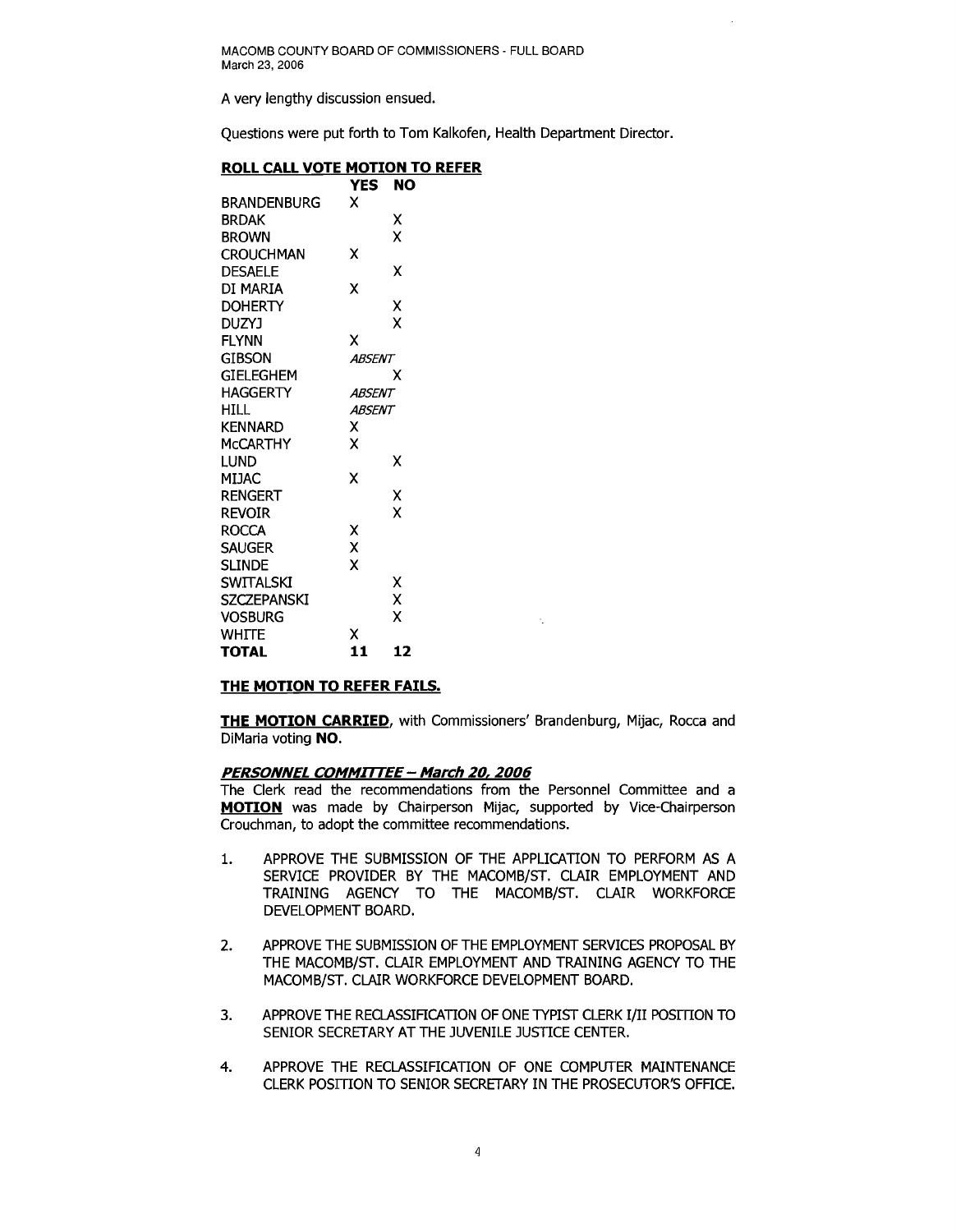A very lengthy discussion ensued.

Questions were put forth to Tom Kalkofen, Health Department Director.

**ROLL CALL VOTE MOTION TO REFER**

| | YES | NO |
|---|---|---|
| BRANDENBURG | X | |
| BRDAK | | X |
| BROWN | | X |
| CROUCHMAN | X | |
| DESAELE | | X |
| DI MARIA | X | |
| DOHERTY | | X |
| DUZYJ | | X |
| FLYNN | X | |
| GIBSON | *ABSENT* | |
| GIELEGHEM | | X |
| HAGGERTY | *ABSENT* | |
| HILL | *ABSENT* | |
| KENNARD | X | |
| McCARTHY | X | |
| LUND | | X |
| MIJAC | X | |
| RENGERT | | X |
| REVOIR | | X |
| ROCCA | X | |
| SAUGER | X | |
| SLINDE | X | |
| SWITALSKI | | X |
| SZCZEPANSKI | | X |
| VOSBURG | | X |
| WHITE | X | |
| **TOTAL** | **11** | **12** |

**THE MOTION TO REFER FAILS.**

**THE MOTION CARRIED**, with Commissioners' Brandenburg, Mijac, Rocca and DiMaria voting **NO**.

***PERSONNEL COMMITTEE – March 20, 2006***

The Clerk read the recommendations from the Personnel Committee and a **MOTION** was made by Chairperson Mijac, supported by Vice-Chairperson Crouchman, to adopt the committee recommendations.

1. APPROVE THE SUBMISSION OF THE APPLICATION TO PERFORM AS A SERVICE PROVIDER BY THE MACOMB/ST. CLAIR EMPLOYMENT AND TRAINING AGENCY TO THE MACOMB/ST. CLAIR WORKFORCE DEVELOPMENT BOARD.

2. APPROVE THE SUBMISSION OF THE EMPLOYMENT SERVICES PROPOSAL BY THE MACOMB/ST. CLAIR EMPLOYMENT AND TRAINING AGENCY TO THE MACOMB/ST. CLAIR WORKFORCE DEVELOPMENT BOARD.

3. APPROVE THE RECLASSIFICATION OF ONE TYPIST CLERK I/II POSITION TO SENIOR SECRETARY AT THE JUVENILE JUSTICE CENTER.

4. APPROVE THE RECLASSIFICATION OF ONE COMPUTER MAINTENANCE CLERK POSITION TO SENIOR SECRETARY IN THE PROSECUTOR'S OFFICE.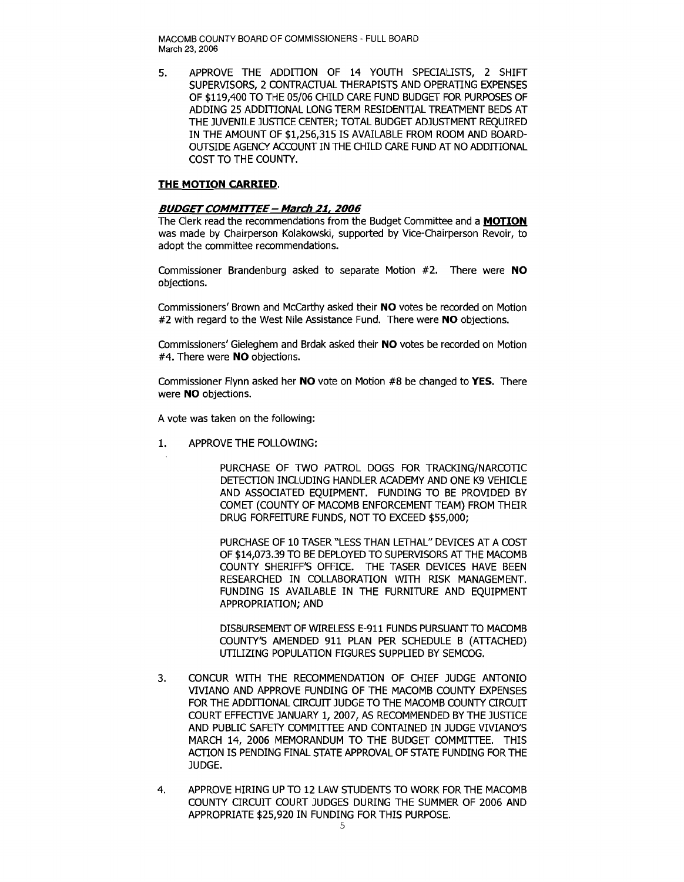5. APPROVE THE ADDITION OF 14 YOUTH SPECIALISTS, 2 SHIFT SUPERVISORS, 2 CONTRACTUAL THERAPISTS AND OPERATING EXPENSES OF $119,400 TO THE 05/06 CHILD CARE FUND BUDGET FOR PURPOSES OF ADDING 25 ADDITIONAL LONG TERM RESIDENTIAL TREATMENT BEDS AT THE JUVENILE JUSTICE CENTER; TOTAL BUDGET ADJUSTMENT REQUIRED IN THE AMOUNT OF $1,256,315 IS AVAILABLE FROM ROOM AND BOARD-OUTSIDE AGENCY ACCOUNT IN THE CHILD CARE FUND AT NO ADDITIONAL COST TO THE COUNTY.

**THE MOTION CARRIED.**

***BUDGET COMMITTEE – March 21, 2006***

The Clerk read the recommendations from the Budget Committee and a **MOTION** was made by Chairperson Kolakowski, supported by Vice-Chairperson Revoir, to adopt the committee recommendations.

Commissioner Brandenburg asked to separate Motion #2. There were **NO** objections.

Commissioners' Brown and McCarthy asked their **NO** votes be recorded on Motion #2 with regard to the West Nile Assistance Fund. There were **NO** objections.

Commissioners' Gieleghem and Brdak asked their **NO** votes be recorded on Motion #4. There were **NO** objections.

Commissioner Flynn asked her **NO** vote on Motion #8 be changed to **YES**. There were **NO** objections.

A vote was taken on the following:

1. APPROVE THE FOLLOWING:

   PURCHASE OF TWO PATROL DOGS FOR TRACKING/NARCOTIC DETECTION INCLUDING HANDLER ACADEMY AND ONE K9 VEHICLE AND ASSOCIATED EQUIPMENT. FUNDING TO BE PROVIDED BY COMET (COUNTY OF MACOMB ENFORCEMENT TEAM) FROM THEIR DRUG FORFEITURE FUNDS, NOT TO EXCEED $55,000;

   PURCHASE OF 10 TASER "LESS THAN LETHAL" DEVICES AT A COST OF $14,073.39 TO BE DEPLOYED TO SUPERVISORS AT THE MACOMB COUNTY SHERIFF'S OFFICE. THE TASER DEVICES HAVE BEEN RESEARCHED IN COLLABORATION WITH RISK MANAGEMENT. FUNDING IS AVAILABLE IN THE FURNITURE AND EQUIPMENT APPROPRIATION; AND

   DISBURSEMENT OF WIRELESS E-911 FUNDS PURSUANT TO MACOMB COUNTY'S AMENDED 911 PLAN PER SCHEDULE B (ATTACHED) UTILIZING POPULATION FIGURES SUPPLIED BY SEMCOG.

3. CONCUR WITH THE RECOMMENDATION OF CHIEF JUDGE ANTONIO VIVIANO AND APPROVE FUNDING OF THE MACOMB COUNTY EXPENSES FOR THE ADDITIONAL CIRCUIT JUDGE TO THE MACOMB COUNTY CIRCUIT COURT EFFECTIVE JANUARY 1, 2007, AS RECOMMENDED BY THE JUSTICE AND PUBLIC SAFETY COMMITTEE AND CONTAINED IN JUDGE VIVIANO'S MARCH 14, 2006 MEMORANDUM TO THE BUDGET COMMITTEE. THIS ACTION IS PENDING FINAL STATE APPROVAL OF STATE FUNDING FOR THE JUDGE.

4. APPROVE HIRING UP TO 12 LAW STUDENTS TO WORK FOR THE MACOMB COUNTY CIRCUIT COURT JUDGES DURING THE SUMMER OF 2006 AND APPROPRIATE $25,920 IN FUNDING FOR THIS PURPOSE.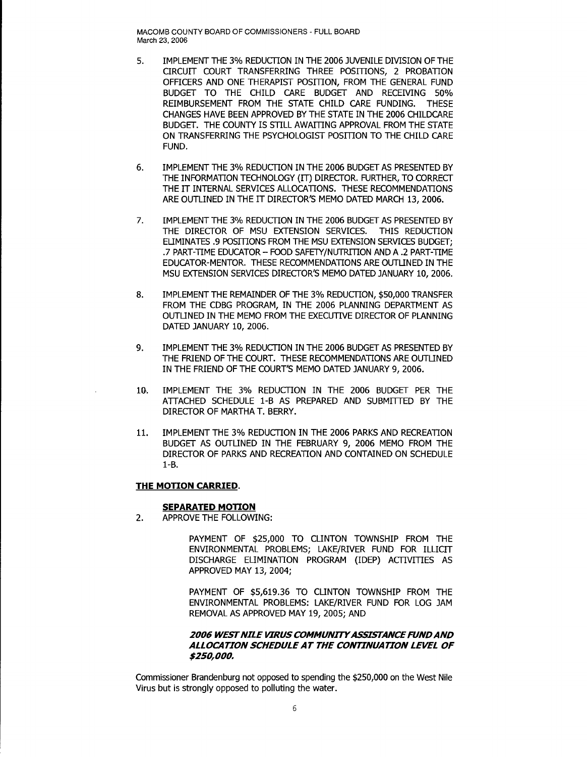5. IMPLEMENT THE 3% REDUCTION IN THE 2006 JUVENILE DIVISION OF THE CIRCUIT COURT TRANSFERRING THREE POSITIONS, 2 PROBATION OFFICERS AND ONE THERAPIST POSITION, FROM THE GENERAL FUND BUDGET TO THE CHILD CARE BUDGET AND RECEIVING 50% REIMBURSEMENT FROM THE STATE CHILD CARE FUNDING. THESE CHANGES HAVE BEEN APPROVED BY THE STATE IN THE 2006 CHILDCARE BUDGET. THE COUNTY IS STILL AWAITING APPROVAL FROM THE STATE ON TRANSFERRING THE PSYCHOLOGIST POSITION TO THE CHILD CARE FUND.

6. IMPLEMENT THE 3% REDUCTION IN THE 2006 BUDGET AS PRESENTED BY THE INFORMATION TECHNOLOGY (IT) DIRECTOR. FURTHER, TO CORRECT THE IT INTERNAL SERVICES ALLOCATIONS. THESE RECOMMENDATIONS ARE OUTLINED IN THE IT DIRECTOR'S MEMO DATED MARCH 13, 2006.

7. IMPLEMENT THE 3% REDUCTION IN THE 2006 BUDGET AS PRESENTED BY THE DIRECTOR OF MSU EXTENSION SERVICES. THIS REDUCTION ELIMINATES .9 POSITIONS FROM THE MSU EXTENSION SERVICES BUDGET; .7 PART-TIME EDUCATOR – FOOD SAFETY/NUTRITION AND A .2 PART-TIME EDUCATOR-MENTOR. THESE RECOMMENDATIONS ARE OUTLINED IN THE MSU EXTENSION SERVICES DIRECTOR'S MEMO DATED JANUARY 10, 2006.

8. IMPLEMENT THE REMAINDER OF THE 3% REDUCTION, $50,000 TRANSFER FROM THE CDBG PROGRAM, IN THE 2006 PLANNING DEPARTMENT AS OUTLINED IN THE MEMO FROM THE EXECUTIVE DIRECTOR OF PLANNING DATED JANUARY 10, 2006.

9. IMPLEMENT THE 3% REDUCTION IN THE 2006 BUDGET AS PRESENTED BY THE FRIEND OF THE COURT. THESE RECOMMENDATIONS ARE OUTLINED IN THE FRIEND OF THE COURT'S MEMO DATED JANUARY 9, 2006.

10. IMPLEMENT THE 3% REDUCTION IN THE 2006 BUDGET PER THE ATTACHED SCHEDULE 1-B AS PREPARED AND SUBMITTED BY THE DIRECTOR OF MARTHA T. BERRY.

11. IMPLEMENT THE 3% REDUCTION IN THE 2006 PARKS AND RECREATION BUDGET AS OUTLINED IN THE FEBRUARY 9, 2006 MEMO FROM THE DIRECTOR OF PARKS AND RECREATION AND CONTAINED ON SCHEDULE 1-B.

**THE MOTION CARRIED.**

**SEPARATED MOTION**

2. APPROVE THE FOLLOWING:

   PAYMENT OF $25,000 TO CLINTON TOWNSHIP FROM THE ENVIRONMENTAL PROBLEMS; LAKE/RIVER FUND FOR ILLICIT DISCHARGE ELIMINATION PROGRAM (IDEP) ACTIVITIES AS APPROVED MAY 13, 2004;

   PAYMENT OF $5,619.36 TO CLINTON TOWNSHIP FROM THE ENVIRONMENTAL PROBLEMS: LAKE/RIVER FUND FOR LOG JAM REMOVAL AS APPROVED MAY 19, 2005; AND

   ***2006 WEST NILE VIRUS COMMUNITY ASSISTANCE FUND AND ALLOCATION SCHEDULE AT THE CONTINUATION LEVEL OF $250,000.***

Commissioner Brandenburg not opposed to spending the $250,000 on the West Nile Virus but is strongly opposed to polluting the water.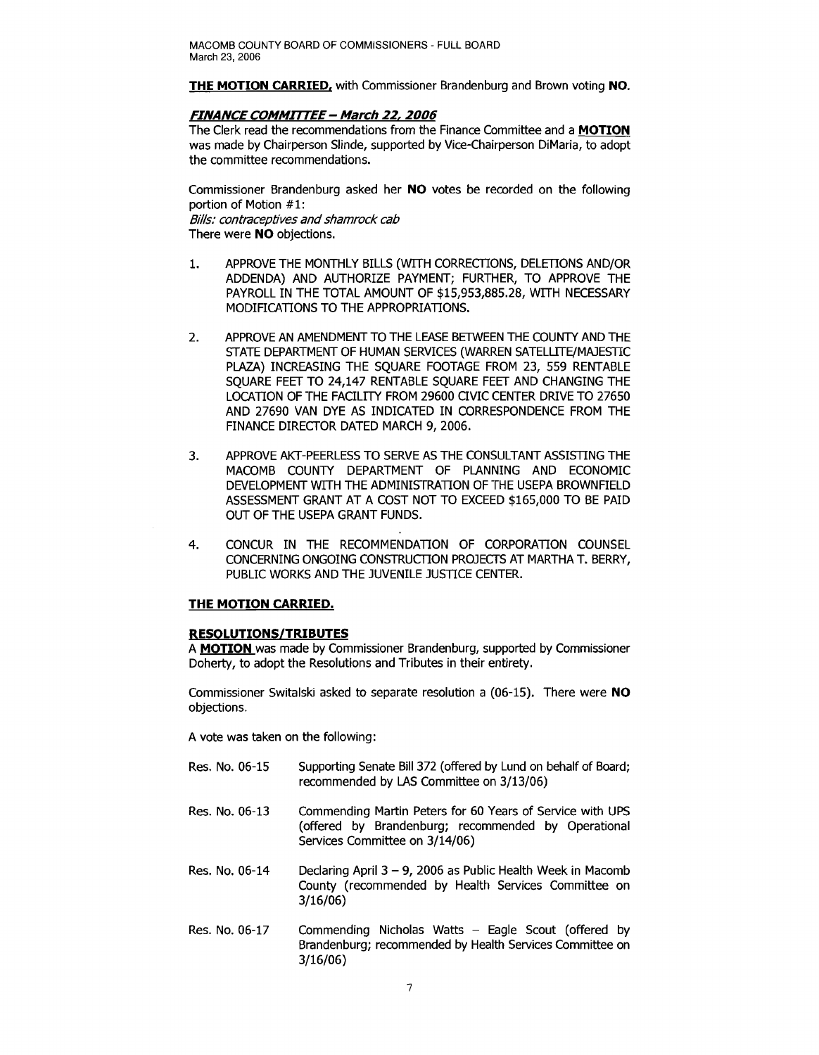**THE MOTION CARRIED,** with Commissioner Brandenburg and Brown voting **NO**.

***FINANCE COMMITTEE – March 22, 2006***

The Clerk read the recommendations from the Finance Committee and a **MOTION** was made by Chairperson Slinde, supported by Vice-Chairperson DiMaria, to adopt the committee recommendations.

Commissioner Brandenburg asked her **NO** votes be recorded on the following portion of Motion #1:
*Bills: contraceptives and shamrock cab*
There were **NO** objections.

1. APPROVE THE MONTHLY BILLS (WITH CORRECTIONS, DELETIONS AND/OR ADDENDA) AND AUTHORIZE PAYMENT; FURTHER, TO APPROVE THE PAYROLL IN THE TOTAL AMOUNT OF $15,953,885.28, WITH NECESSARY MODIFICATIONS TO THE APPROPRIATIONS.

2. APPROVE AN AMENDMENT TO THE LEASE BETWEEN THE COUNTY AND THE STATE DEPARTMENT OF HUMAN SERVICES (WARREN SATELLITE/MAJESTIC PLAZA) INCREASING THE SQUARE FOOTAGE FROM 23, 559 RENTABLE SQUARE FEET TO 24,147 RENTABLE SQUARE FEET AND CHANGING THE LOCATION OF THE FACILITY FROM 29600 CIVIC CENTER DRIVE TO 27650 AND 27690 VAN DYE AS INDICATED IN CORRESPONDENCE FROM THE FINANCE DIRECTOR DATED MARCH 9, 2006.

3. APPROVE AKT-PEERLESS TO SERVE AS THE CONSULTANT ASSISTING THE MACOMB COUNTY DEPARTMENT OF PLANNING AND ECONOMIC DEVELOPMENT WITH THE ADMINISTRATION OF THE USEPA BROWNFIELD ASSESSMENT GRANT AT A COST NOT TO EXCEED $165,000 TO BE PAID OUT OF THE USEPA GRANT FUNDS.

4. CONCUR IN THE RECOMMENDATION OF CORPORATION COUNSEL CONCERNING ONGOING CONSTRUCTION PROJECTS AT MARTHA T. BERRY, PUBLIC WORKS AND THE JUVENILE JUSTICE CENTER.

**THE MOTION CARRIED.**

**RESOLUTIONS/TRIBUTES**

A **MOTION** was made by Commissioner Brandenburg, supported by Commissioner Doherty, to adopt the Resolutions and Tributes in their entirety.

Commissioner Switalski asked to separate resolution a (06-15). There were **NO** objections.

A vote was taken on the following:

Res. No. 06-15 Supporting Senate Bill 372 (offered by Lund on behalf of Board; recommended by LAS Committee on 3/13/06)

Res. No. 06-13 Commending Martin Peters for 60 Years of Service with UPS (offered by Brandenburg; recommended by Operational Services Committee on 3/14/06)

Res. No. 06-14 Declaring April 3 – 9, 2006 as Public Health Week in Macomb County (recommended by Health Services Committee on 3/16/06)

Res. No. 06-17 Commending Nicholas Watts – Eagle Scout (offered by Brandenburg; recommended by Health Services Committee on 3/16/06)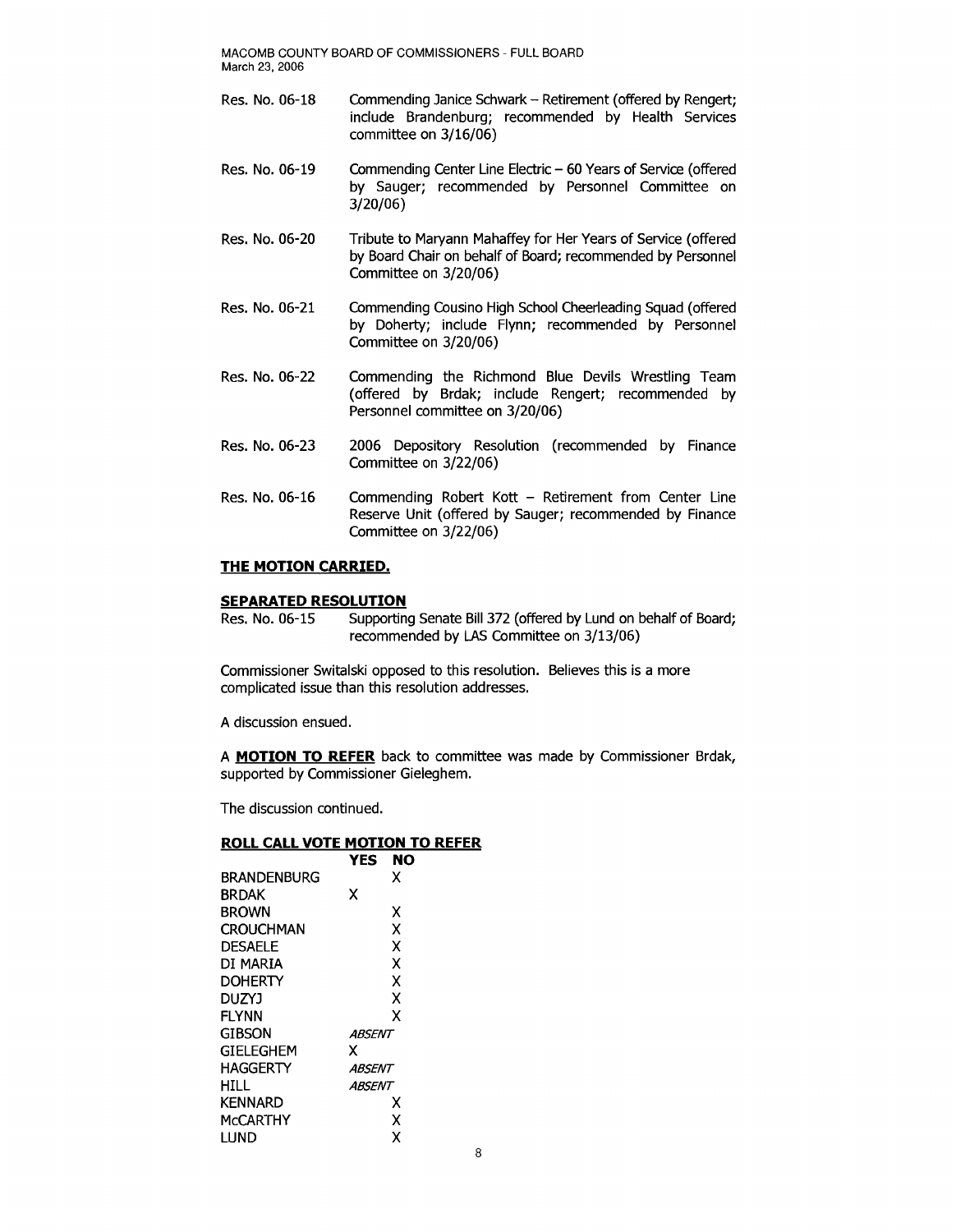Res. No. 06-18 Commending Janice Schwark – Retirement (offered by Rengert; include Brandenburg; recommended by Health Services committee on 3/16/06)

Res. No. 06-19 Commending Center Line Electric – 60 Years of Service (offered by Sauger; recommended by Personnel Committee on 3/20/06)

Res. No. 06-20 Tribute to Maryann Mahaffey for Her Years of Service (offered by Board Chair on behalf of Board; recommended by Personnel Committee on 3/20/06)

Res. No. 06-21 Commending Cousino High School Cheerleading Squad (offered by Doherty; include Flynn; recommended by Personnel Committee on 3/20/06)

Res. No. 06-22 Commending the Richmond Blue Devils Wrestling Team (offered by Brdak; include Rengert; recommended by Personnel committee on 3/20/06)

Res. No. 06-23 2006 Depository Resolution (recommended by Finance Committee on 3/22/06)

Res. No. 06-16 Commending Robert Kott – Retirement from Center Line Reserve Unit (offered by Sauger; recommended by Finance Committee on 3/22/06)

**THE MOTION CARRIED.**

**SEPARATED RESOLUTION**

Res. No. 06-15 Supporting Senate Bill 372 (offered by Lund on behalf of Board; recommended by LAS Committee on 3/13/06)

Commissioner Switalski opposed to this resolution. Believes this is a more complicated issue than this resolution addresses.

A discussion ensued.

A **MOTION TO REFER** back to committee was made by Commissioner Brdak, supported by Commissioner Gieleghem.

The discussion continued.

**ROLL CALL VOTE MOTION TO REFER**

| | YES | NO |
|---|---|---|
| BRANDENBURG | | X |
| BRDAK | X | |
| BROWN | | X |
| CROUCHMAN | | X |
| DESAELE | | X |
| DI MARIA | | X |
| DOHERTY | | X |
| DUZYJ | | X |
| FLYNN | | X |
| GIBSON | *ABSENT* | |
| GIELEGHEM | X | |
| HAGGERTY | *ABSENT* | |
| HILL | *ABSENT* | |
| KENNARD | | X |
| McCARTHY | | X |
| LUND | | X |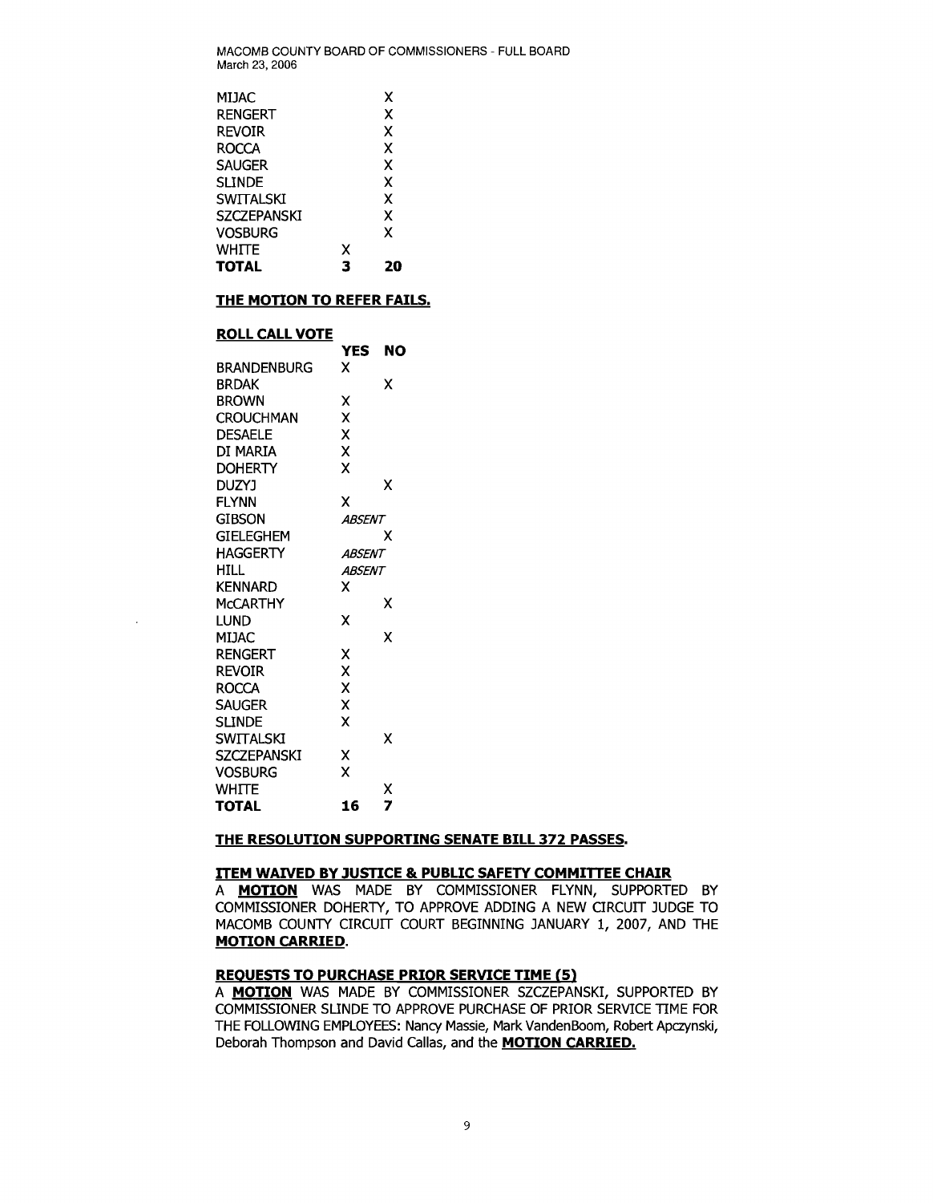| | | |
|---|---|---|
| MIJAC | | X |
| RENGERT | | X |
| REVOIR | | X |
| ROCCA | | X |
| SAUGER | | X |
| SLINDE | | X |
| SWITALSKI | | X |
| SZCZEPANSKI | | X |
| VOSBURG | | X |
| WHITE | X | |
| **TOTAL** | **3** | **20** |

**THE MOTION TO REFER FAILS.**

**ROLL CALL VOTE**

| | YES | NO |
|---|---|---|
| BRANDENBURG | X | |
| BRDAK | | X |
| BROWN | X | |
| CROUCHMAN | X | |
| DESAELE | X | |
| DI MARIA | X | |
| DOHERTY | X | |
| DUZYJ | | X |
| FLYNN | X | |
| GIBSON | *ABSENT* | |
| GIELEGHEM | | X |
| HAGGERTY | *ABSENT* | |
| HILL | *ABSENT* | |
| KENNARD | X | |
| McCARTHY | | X |
| LUND | X | |
| MIJAC | | X |
| RENGERT | X | |
| REVOIR | X | |
| ROCCA | X | |
| SAUGER | X | |
| SLINDE | X | |
| SWITALSKI | | X |
| SZCZEPANSKI | X | |
| VOSBURG | X | |
| WHITE | | X |
| **TOTAL** | **16** | **7** |

**THE RESOLUTION SUPPORTING SENATE BILL 372 PASSES.**

**ITEM WAIVED BY JUSTICE & PUBLIC SAFETY COMMITTEE CHAIR**

A **MOTION** WAS MADE BY COMMISSIONER FLYNN, SUPPORTED BY COMMISSIONER DOHERTY, TO APPROVE ADDING A NEW CIRCUIT JUDGE TO MACOMB COUNTY CIRCUIT COURT BEGINNING JANUARY 1, 2007, AND THE **MOTION CARRIED**.

**REQUESTS TO PURCHASE PRIOR SERVICE TIME (5)**

A **MOTION** WAS MADE BY COMMISSIONER SZCZEPANSKI, SUPPORTED BY COMMISSIONER SLINDE TO APPROVE PURCHASE OF PRIOR SERVICE TIME FOR THE FOLLOWING EMPLOYEES: Nancy Massie, Mark VandenBoom, Robert Apczynski, Deborah Thompson and David Callas, and the **MOTION CARRIED.**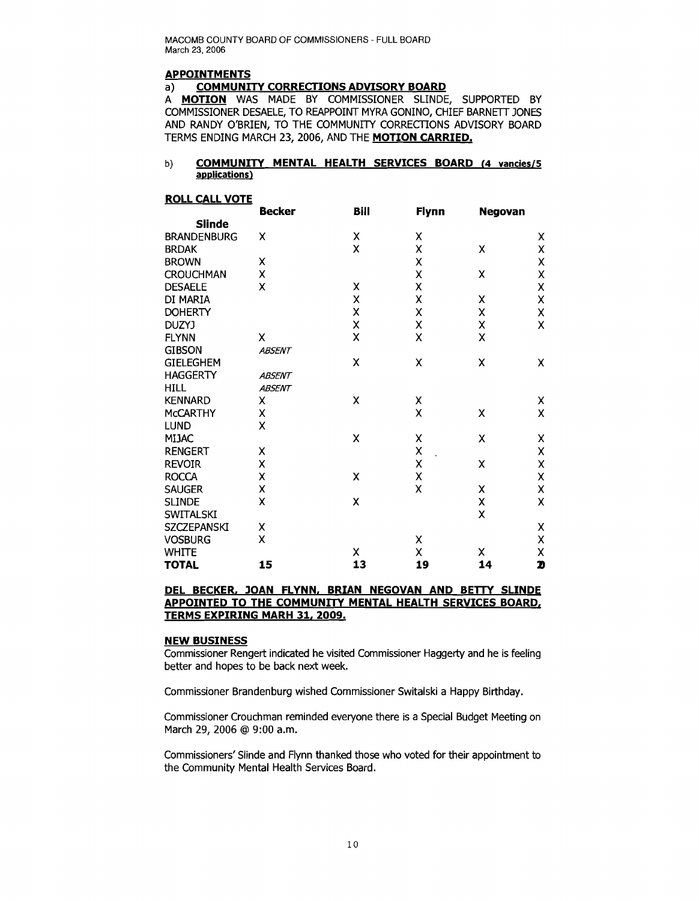## APPOINTMENTS

### a) COMMUNITY CORRECTIONS ADVISORY BOARD

A **MOTION** WAS MADE BY COMMISSIONER SLINDE, SUPPORTED BY COMMISSIONER DESAELE, TO REAPPOINT MYRA GONINO, CHIEF BARNETT JONES AND RANDY O'BRIEN, TO THE COMMUNITY CORRECTIONS ADVISORY BOARD TERMS ENDING MARCH 23, 2006, AND THE **MOTION CARRIED.**

### b) COMMUNITY MENTAL HEALTH SERVICES BOARD (4 vancies/5 applications)

**ROLL CALL VOTE**

| | Becker | Bill | Flynn | Negovan | Slinde |
|---|---|---|---|---|---|
| BRANDENBURG | X | X | X | | X |
| BRDAK | | X | X | X | X |
| BROWN | X | | X | | X |
| CROUCHMAN | X | | X | X | X |
| DESAELE | X | X | X | | X |
| DI MARIA | | X | X | X | X |
| DOHERTY | | X | X | X | X |
| DUZYJ | | X | X | X | X |
| FLYNN | X | X | X | X | |
| GIBSON | *ABSENT* | | | | |
| GIELEGHEM | | X | X | X | X |
| HAGGERTY | *ABSENT* | | | | |
| HILL | *ABSENT* | | | | |
| KENNARD | X | X | X | | X |
| McCARTHY | X | | X | X | X |
| LUND | X | | | | |
| MIJAC | | X | X | X | X |
| RENGERT | X | | X | | X |
| REVOIR | X | | X | X | X |
| ROCCA | X | X | X | | X |
| SAUGER | X | | X | X | X |
| SLINDE | X | X | | X | X |
| SWITALSKI | | | | X | |
| SZCZEPANSKI | X | | | | X |
| VOSBURG | X | | X | | X |
| WHITE | | X | X | X | X |
| **TOTAL** | **15** | **13** | **19** | **14** | **20** |

**DEL BECKER, JOAN FLYNN, BRIAN NEGOVAN AND BETTY SLINDE APPOINTED TO THE COMMUNITY MENTAL HEALTH SERVICES BOARD, TERMS EXPIRING MARH 31, 2009.**

## NEW BUSINESS

Commissioner Rengert indicated he visited Commissioner Haggerty and he is feeling better and hopes to be back next week.

Commissioner Brandenburg wished Commissioner Switalski a Happy Birthday.

Commissioner Crouchman reminded everyone there is a Special Budget Meeting on March 29, 2006 @ 9:00 a.m.

Commissioners' Slinde and Flynn thanked those who voted for their appointment to the Community Mental Health Services Board.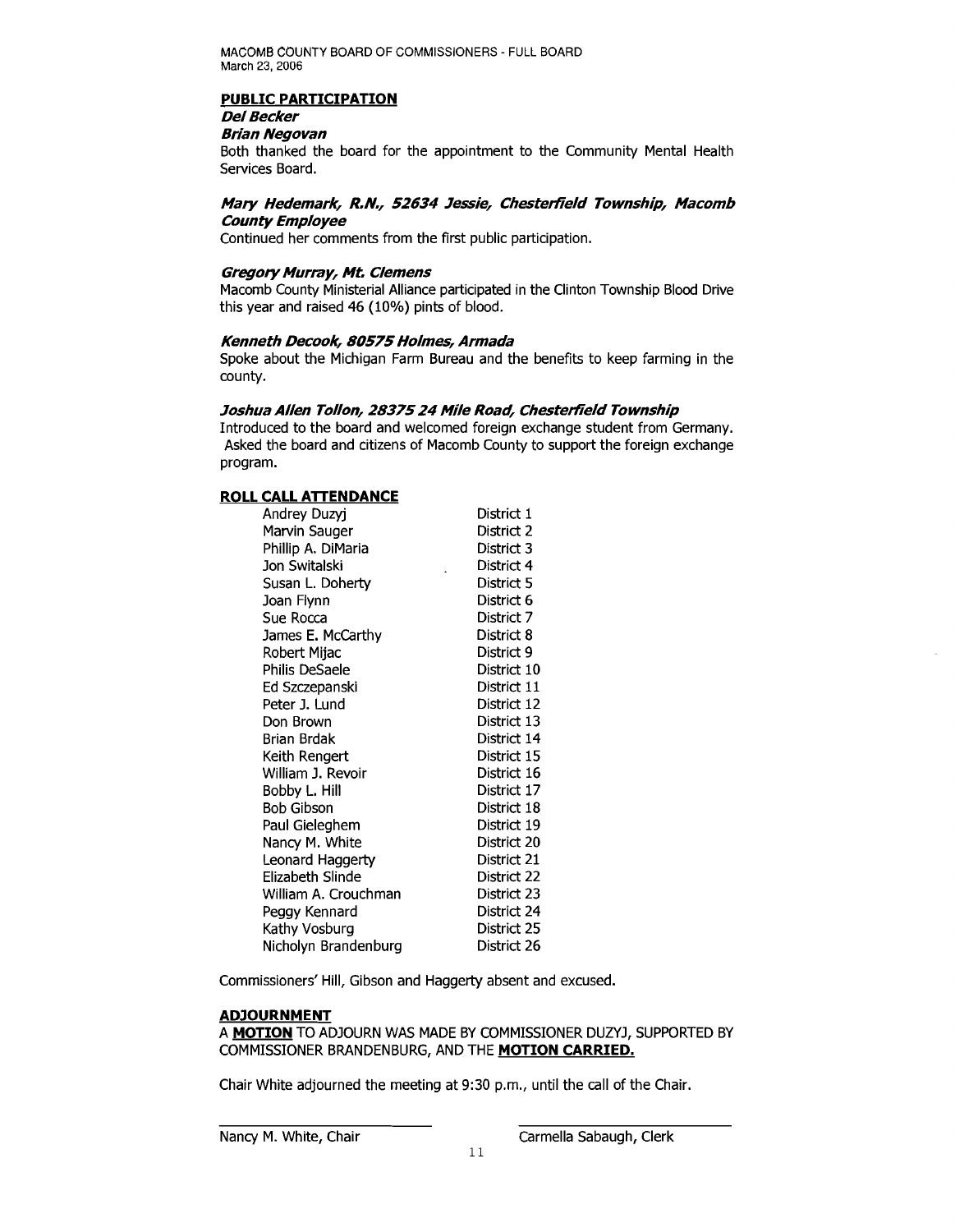## PUBLIC PARTICIPATION

***Del Becker***

***Brian Negovan***

Both thanked the board for the appointment to the Community Mental Health Services Board.

***Mary Hedemark, R.N., 52634 Jessie, Chesterfield Township, Macomb County Employee***

Continued her comments from the first public participation.

***Gregory Murray, Mt. Clemens***

Macomb County Ministerial Alliance participated in the Clinton Township Blood Drive this year and raised 46 (10%) pints of blood.

***Kenneth Decook, 80575 Holmes, Armada***

Spoke about the Michigan Farm Bureau and the benefits to keep farming in the county.

***Joshua Allen Tollon, 28375 24 Mile Road, Chesterfield Township***

Introduced to the board and welcomed foreign exchange student from Germany. Asked the board and citizens of Macomb County to support the foreign exchange program.

## ROLL CALL ATTENDANCE

| | |
|---|---|
| Andrey Duzyj | District 1 |
| Marvin Sauger | District 2 |
| Phillip A. DiMaria | District 3 |
| Jon Switalski | District 4 |
| Susan L. Doherty | District 5 |
| Joan Flynn | District 6 |
| Sue Rocca | District 7 |
| James E. McCarthy | District 8 |
| Robert Mijac | District 9 |
| Philis DeSaele | District 10 |
| Ed Szczepanski | District 11 |
| Peter J. Lund | District 12 |
| Don Brown | District 13 |
| Brian Brdak | District 14 |
| Keith Rengert | District 15 |
| William J. Revoir | District 16 |
| Bobby L. Hill | District 17 |
| Bob Gibson | District 18 |
| Paul Gieleghem | District 19 |
| Nancy M. White | District 20 |
| Leonard Haggerty | District 21 |
| Elizabeth Slinde | District 22 |
| William A. Crouchman | District 23 |
| Peggy Kennard | District 24 |
| Kathy Vosburg | District 25 |
| Nicholyn Brandenburg | District 26 |

Commissioners' Hill, Gibson and Haggerty absent and excused.

## ADJOURNMENT

A **MOTION** TO ADJOURN WAS MADE BY COMMISSIONER DUZYJ, SUPPORTED BY COMMISSIONER BRANDENBURG, AND THE **MOTION CARRIED.**

Chair White adjourned the meeting at 9:30 p.m., until the call of the Chair.

Nancy M. White, Chair

Carmella Sabaugh, Clerk